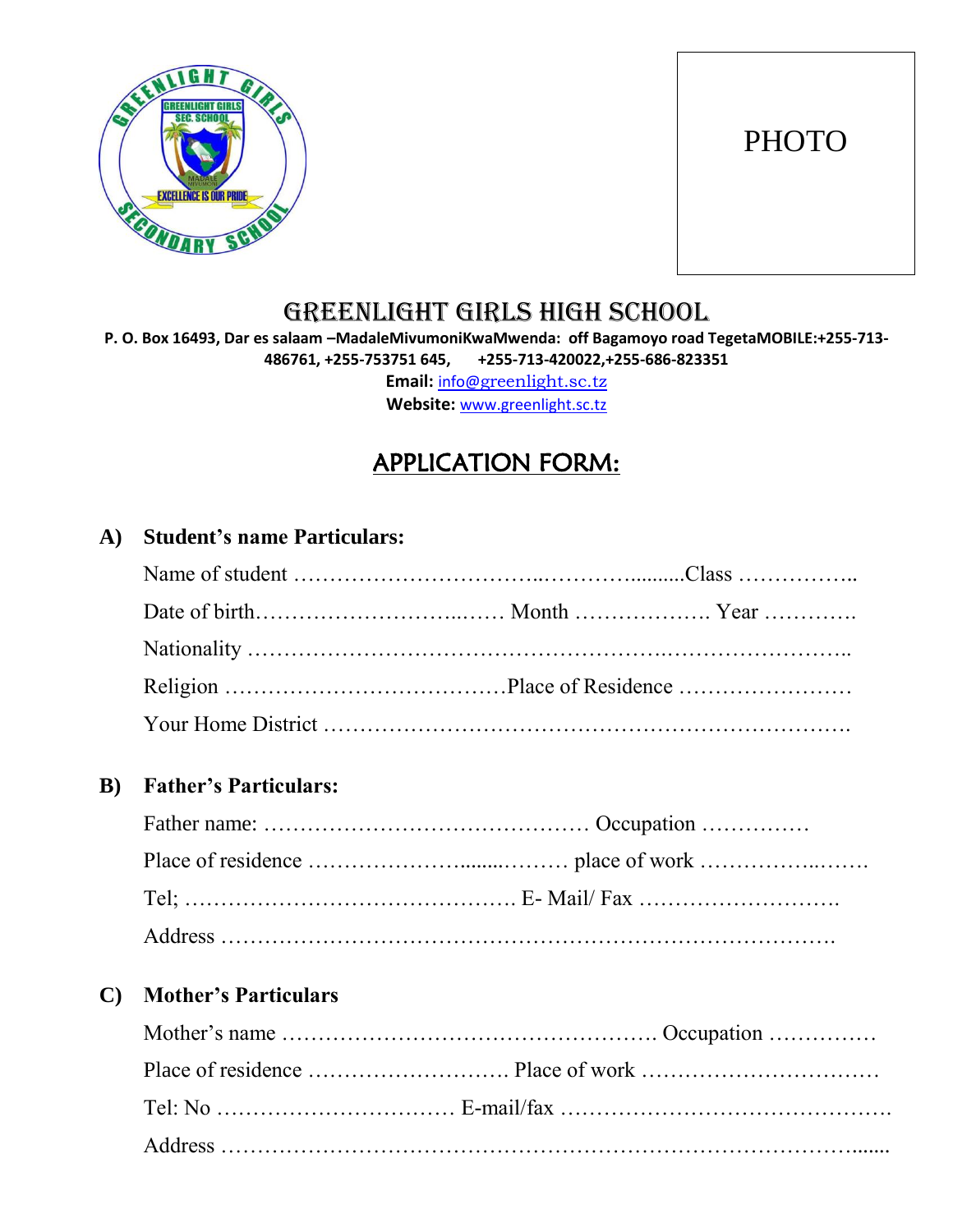PHOTO

# GREENLIGHT GIRLS HIGH SCHOOL

**P. O. Box 16493, Dar es salaam –MadaleMivumoniKwaMwenda: off Bagamoyo road TegetaMOBILE:+255-713-486761, +255-753751 645, +255-713-420022,+255-686-823351**

**Email:** info@greenlight.sc.tz

**Website:** www.greenlight.sc.tz

## APPLICATION FORM:

**A) Student's name Particulars:**

Name of student …………………………..………….........Class ……………..

Date of birth…………………………..…… Month ………………. Year ………….

Nationality ……………………………………………….……………………..

Religion …………………………………Place of Residence ……………………

Your Home District ……………………………………………………………….

**B) Father's Particulars:**

Father name: ……………………………………… Occupation ……………

Place of residence …………………........……… place of work ……………..…….

Tel; ………………………………………. E- Mail/ Fax ……………………….

Address ……………………………………………………………………….

**C) Mother's Particulars**

Mother's name ……………………………………………. Occupation ……………

Place of residence ………………………. Place of work ……………………………

Tel: No …………………………… E-mail/fax ……………………………………….

Address …………………………………………………………………………......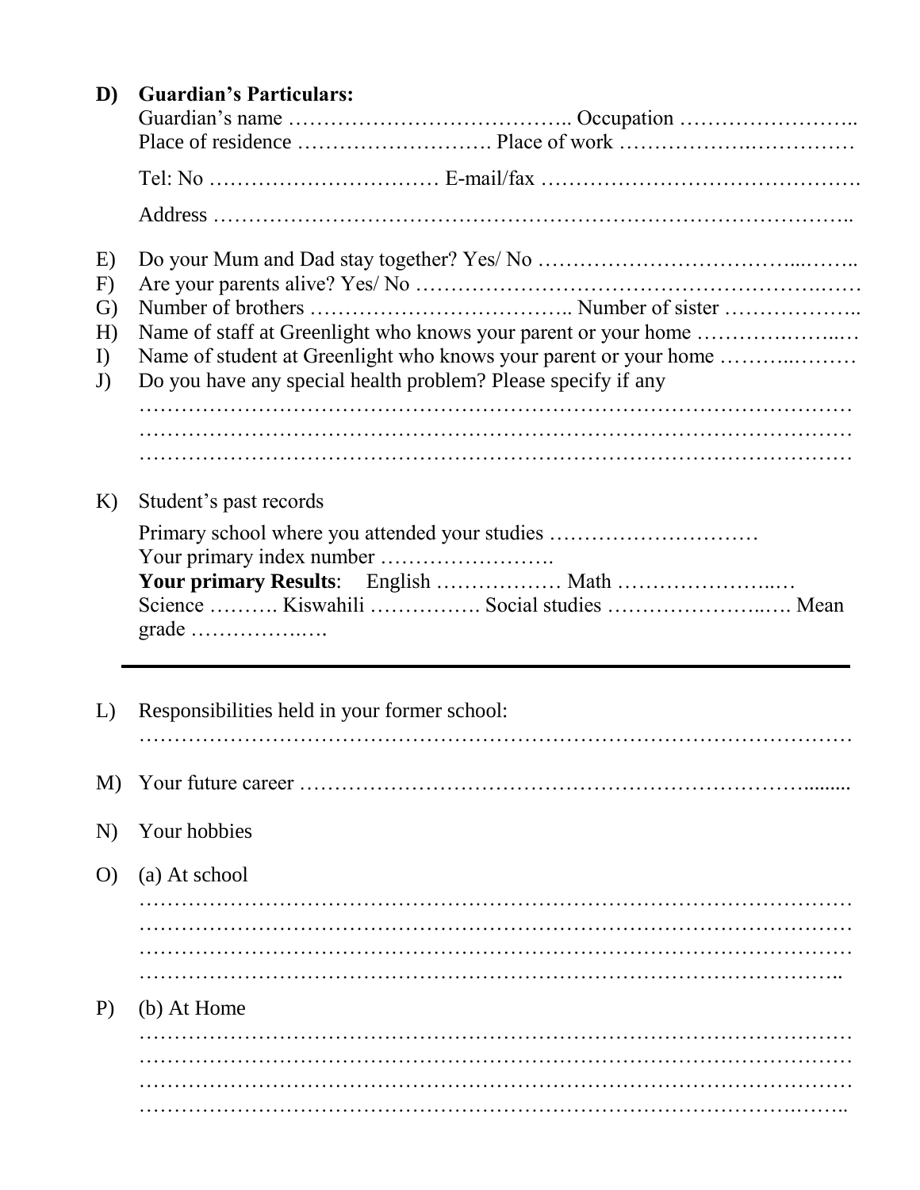**D) Guardian's Particulars:**

Guardian's name ………………………………….. Occupation ……………………..
Place of residence ………………………. Place of work ………………..……………

Tel: No …………………………… E-mail/fax ……………………………………….

Address …………………………………………………………………………..

E) Do your Mum and Dad stay together? Yes/ No ……………………………...……..

F) Are your parents alive? Yes/ No ………………………………………………..……

G) Number of brothers ……………………………….. Number of sister ………………..

H) Name of staff at Greenlight who knows your parent or your home …………..……...…

I) Name of student at Greenlight who knows your parent or your home ………..………

J) Do you have any special health problem? Please specify if any

………………………………………………………………………………………
………………………………………………………………………………………
………………………………………………………………………………………

K) Student's past records

Primary school where you attended your studies …………………………
Your primary index number …………………….
**Your primary Results**: English ……………… Math …………………..…
Science ………. Kiswahili ……………. Social studies ……………………..…. Mean grade ……………..….

---

L) Responsibilities held in your former school:

………………………………………………………………………………………

M) Your future career ……………………………………………………………........

N) Your hobbies

O) (a) At school

………………………………………………………………………………………
………………………………………………………………………………………
………………………………………………………………………………………
……………………………………………………………………………………..

P) (b) At Home

………………………………………………………………………………………
………………………………………………………………………………………
………………………………………………………………………………………
…………………………………………………………………………….……..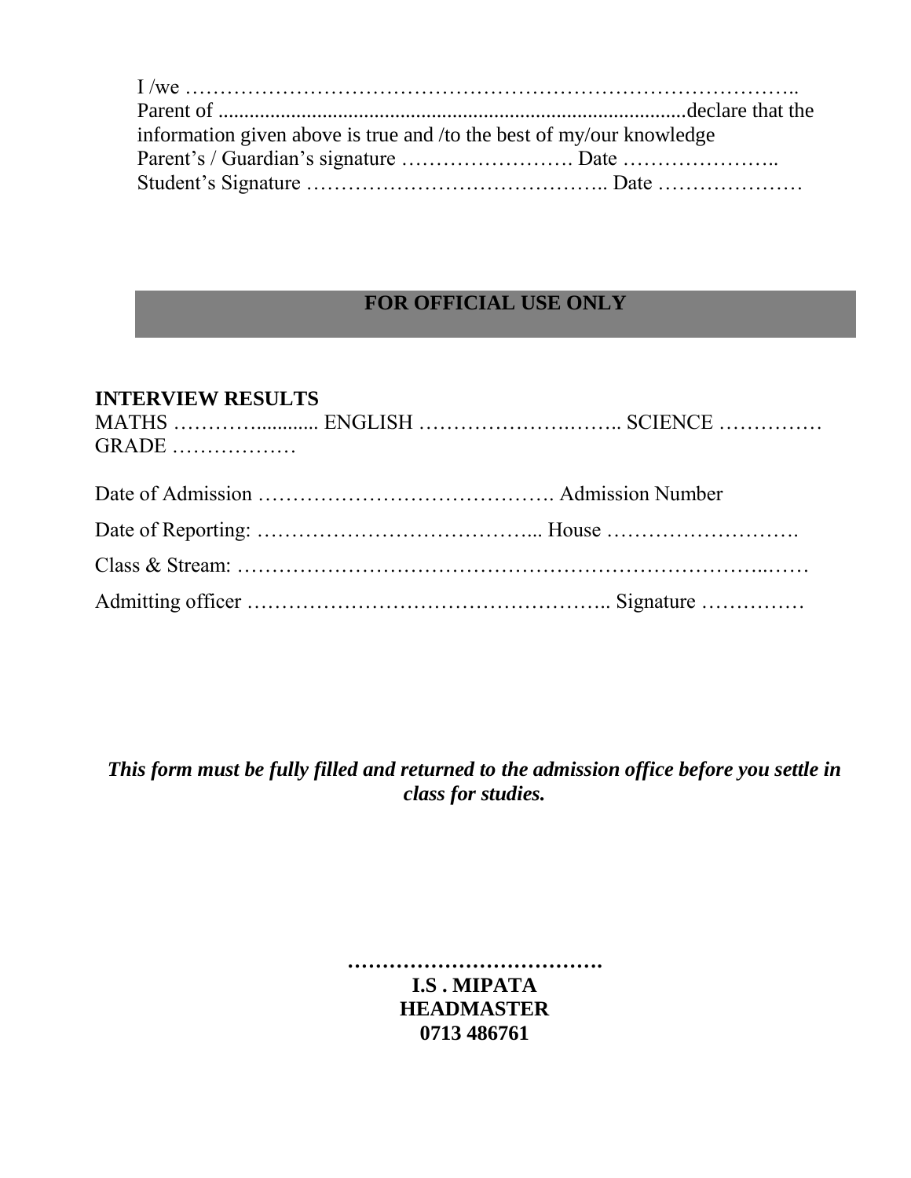I /we …………………………………………………………………………..
Parent of .......................................................................................declare that the information given above is true and /to the best of my/our knowledge
Parent's / Guardian's signature ……………………. Date …………………..
Student's Signature …………………………………….. Date …………………

**FOR OFFICIAL USE ONLY**

**INTERVIEW RESULTS**

MATHS ………............ ENGLISH ……………….…….. SCIENCE ……………
GRADE ………………

Date of Admission ……………………………………. Admission Number

Date of Reporting: ………………………………….... House ……………………….

Class & Stream: …………………………………………………………………..……

Admitting officer …………………………………………….. Signature ……………

***This form must be fully filled and returned to the admission office before you settle in class for studies.***

**……………………………….**
**I.S . MIPATA**
**HEADMASTER**
**0713 486761**